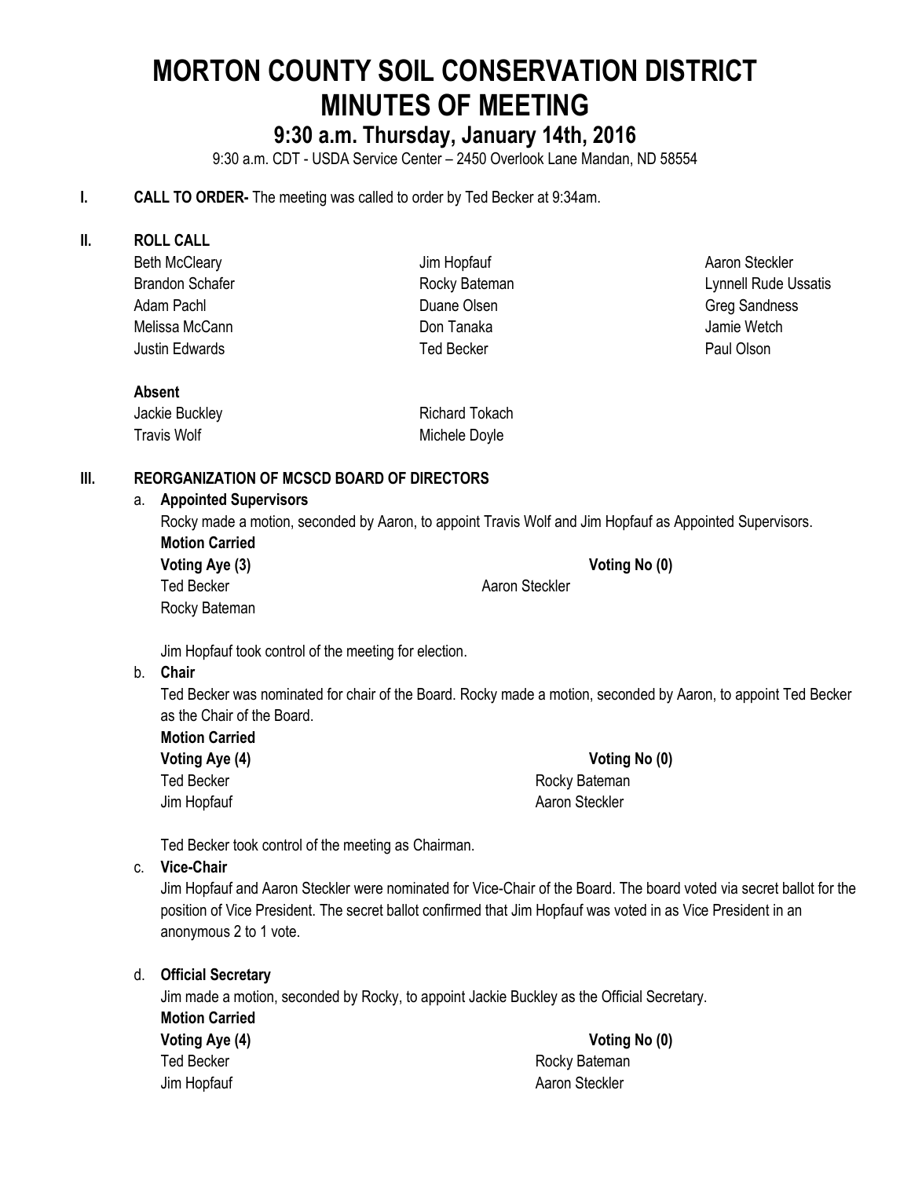# MORTON COUNTY SOIL CONSERVATION DISTRICT MINUTES OF MEETING

## 9:30 a.m. Thursday, January 14th, 2016

9:30 a.m. CDT - USDA Service Center – 2450 Overlook Lane Mandan, ND 58554

**I. CALL TO ORDER-** The meeting was called to order by Ted Becker at 9:34am.

**II. ROLL CALL**

| | | |
|---|---|---|
| Beth McCleary | Jim Hopfauf | Aaron Steckler |
| Brandon Schafer | Rocky Bateman | Lynnell Rude Ussatis |
| Adam Pachl | Duane Olsen | Greg Sandness |
| Melissa McCann | Don Tanaka | Jamie Wetch |
| Justin Edwards | Ted Becker | Paul Olson |

**Absent**

| | |
|---|---|
| Jackie Buckley | Richard Tokach |
| Travis Wolf | Michele Doyle |

**III. REORGANIZATION OF MCSCD BOARD OF DIRECTORS**

a. **Appointed Supervisors**

Rocky made a motion, seconded by Aaron, to appoint Travis Wolf and Jim Hopfauf as Appointed Supervisors.

**Motion Carried**

**Voting Aye (3)** **Voting No (0)**

Ted Becker
Aaron Steckler
Rocky Bateman

Jim Hopfauf took control of the meeting for election.

b. **Chair**

Ted Becker was nominated for chair of the Board. Rocky made a motion, seconded by Aaron, to appoint Ted Becker as the Chair of the Board.

**Motion Carried**

**Voting Aye (4)** **Voting No (0)**

Ted Becker
Rocky Bateman
Jim Hopfauf
Aaron Steckler

Ted Becker took control of the meeting as Chairman.

c. **Vice-Chair**

Jim Hopfauf and Aaron Steckler were nominated for Vice-Chair of the Board. The board voted via secret ballot for the position of Vice President. The secret ballot confirmed that Jim Hopfauf was voted in as Vice President in an anonymous 2 to 1 vote.

d. **Official Secretary**

Jim made a motion, seconded by Rocky, to appoint Jackie Buckley as the Official Secretary.

**Motion Carried**

**Voting Aye (4)** **Voting No (0)**

Ted Becker
Rocky Bateman
Jim Hopfauf
Aaron Steckler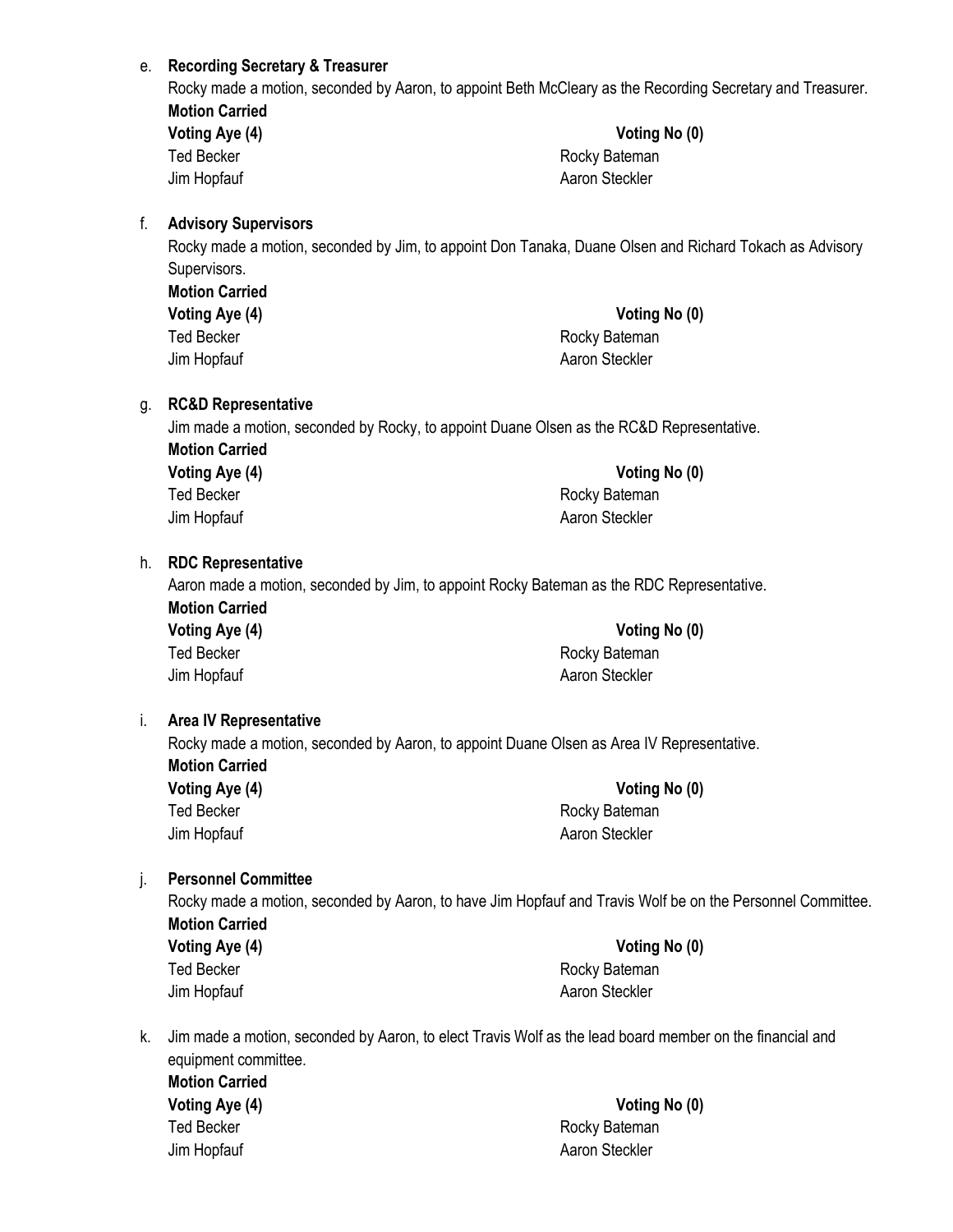e. **Recording Secretary & Treasurer**

Rocky made a motion, seconded by Aaron, to appoint Beth McCleary as the Recording Secretary and Treasurer.

**Motion Carried**

| **Voting Aye (4)** | **Voting No (0)** |
|---|---|
| Ted Becker | Rocky Bateman |
| Jim Hopfauf | Aaron Steckler |

f. **Advisory Supervisors**

Rocky made a motion, seconded by Jim, to appoint Don Tanaka, Duane Olsen and Richard Tokach as Advisory Supervisors.

**Motion Carried**

| **Voting Aye (4)** | **Voting No (0)** |
|---|---|
| Ted Becker | Rocky Bateman |
| Jim Hopfauf | Aaron Steckler |

g. **RC&D Representative**

Jim made a motion, seconded by Rocky, to appoint Duane Olsen as the RC&D Representative.

**Motion Carried**

| **Voting Aye (4)** | **Voting No (0)** |
|---|---|
| Ted Becker | Rocky Bateman |
| Jim Hopfauf | Aaron Steckler |

h. **RDC Representative**

Aaron made a motion, seconded by Jim, to appoint Rocky Bateman as the RDC Representative.

**Motion Carried**

| **Voting Aye (4)** | **Voting No (0)** |
|---|---|
| Ted Becker | Rocky Bateman |
| Jim Hopfauf | Aaron Steckler |

i. **Area IV Representative**

Rocky made a motion, seconded by Aaron, to appoint Duane Olsen as Area IV Representative.

**Motion Carried**

| **Voting Aye (4)** | **Voting No (0)** |
|---|---|
| Ted Becker | Rocky Bateman |
| Jim Hopfauf | Aaron Steckler |

j. **Personnel Committee**

Rocky made a motion, seconded by Aaron, to have Jim Hopfauf and Travis Wolf be on the Personnel Committee.

**Motion Carried**

| **Voting Aye (4)** | **Voting No (0)** |
|---|---|
| Ted Becker | Rocky Bateman |
| Jim Hopfauf | Aaron Steckler |

k. Jim made a motion, seconded by Aaron, to elect Travis Wolf as the lead board member on the financial and equipment committee.

**Motion Carried**

| **Voting Aye (4)** | **Voting No (0)** |
|---|---|
| Ted Becker | Rocky Bateman |
| Jim Hopfauf | Aaron Steckler |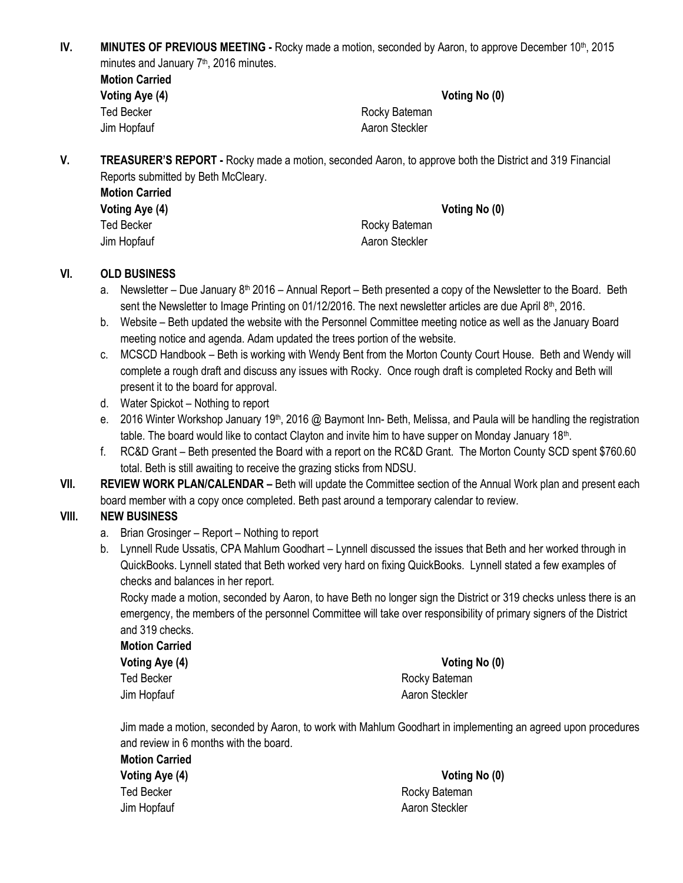**IV. MINUTES OF PREVIOUS MEETING -** Rocky made a motion, seconded by Aaron, to approve December 10th, 2015 minutes and January 7th, 2016 minutes.

**Motion Carried**

| **Voting Aye (4)** | **Voting No (0)** |
|---|---|
| Ted Becker | Rocky Bateman |
| Jim Hopfauf | Aaron Steckler |

**V. TREASURER'S REPORT -** Rocky made a motion, seconded Aaron, to approve both the District and 319 Financial Reports submitted by Beth McCleary.

**Motion Carried**

| **Voting Aye (4)** | **Voting No (0)** |
|---|---|
| Ted Becker | Rocky Bateman |
| Jim Hopfauf | Aaron Steckler |

**VI. OLD BUSINESS**

a. Newsletter – Due January 8th 2016 – Annual Report – Beth presented a copy of the Newsletter to the Board. Beth sent the Newsletter to Image Printing on 01/12/2016. The next newsletter articles are due April 8th, 2016.

b. Website – Beth updated the website with the Personnel Committee meeting notice as well as the January Board meeting notice and agenda. Adam updated the trees portion of the website.

c. MCSCD Handbook – Beth is working with Wendy Bent from the Morton County Court House. Beth and Wendy will complete a rough draft and discuss any issues with Rocky. Once rough draft is completed Rocky and Beth will present it to the board for approval.

d. Water Spickot – Nothing to report

e. 2016 Winter Workshop January 19th, 2016 @ Baymont Inn- Beth, Melissa, and Paula will be handling the registration table. The board would like to contact Clayton and invite him to have supper on Monday January 18th.

f. RC&D Grant – Beth presented the Board with a report on the RC&D Grant. The Morton County SCD spent $760.60 total. Beth is still awaiting to receive the grazing sticks from NDSU.

**VII. REVIEW WORK PLAN/CALENDAR –** Beth will update the Committee section of the Annual Work plan and present each board member with a copy once completed. Beth past around a temporary calendar to review.

**VIII. NEW BUSINESS**

a. Brian Grosinger – Report – Nothing to report

b. Lynnell Rude Ussatis, CPA Mahlum Goodhart – Lynnell discussed the issues that Beth and her worked through in QuickBooks. Lynnell stated that Beth worked very hard on fixing QuickBooks. Lynnell stated a few examples of checks and balances in her report.

Rocky made a motion, seconded by Aaron, to have Beth no longer sign the District or 319 checks unless there is an emergency, the members of the personnel Committee will take over responsibility of primary signers of the District and 319 checks.

**Motion Carried**

| **Voting Aye (4)** | **Voting No (0)** |
|---|---|
| Ted Becker | Rocky Bateman |
| Jim Hopfauf | Aaron Steckler |

Jim made a motion, seconded by Aaron, to work with Mahlum Goodhart in implementing an agreed upon procedures and review in 6 months with the board.

**Motion Carried**

| **Voting Aye (4)** | **Voting No (0)** |
|---|---|
| Ted Becker | Rocky Bateman |
| Jim Hopfauf | Aaron Steckler |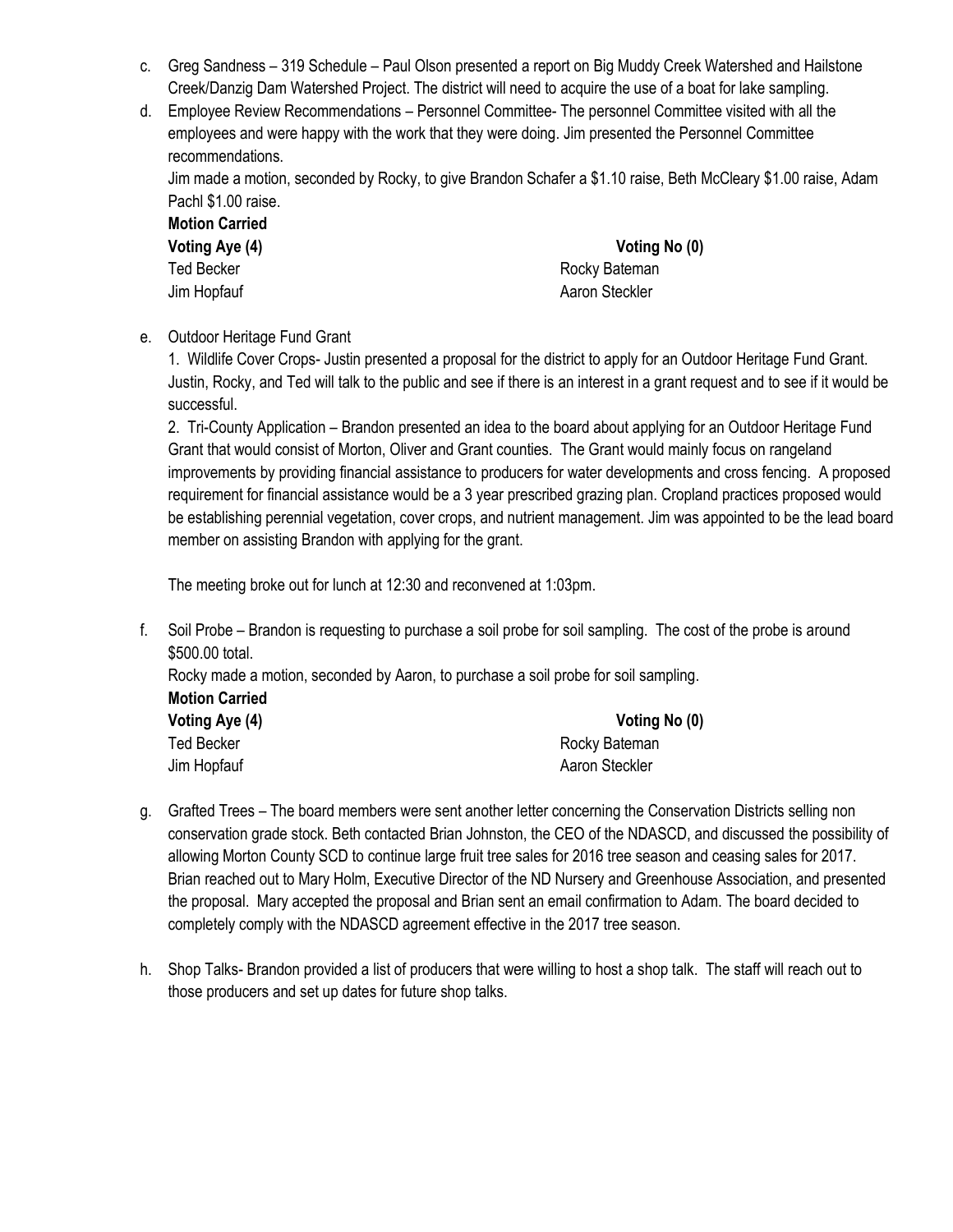c. Greg Sandness – 319 Schedule – Paul Olson presented a report on Big Muddy Creek Watershed and Hailstone Creek/Danzig Dam Watershed Project. The district will need to acquire the use of a boat for lake sampling.

d. Employee Review Recommendations – Personnel Committee- The personnel Committee visited with all the employees and were happy with the work that they were doing. Jim presented the Personnel Committee recommendations.

   Jim made a motion, seconded by Rocky, to give Brandon Schafer a $1.10 raise, Beth McCleary $1.00 raise, Adam Pachl $1.00 raise.

   **Motion Carried**

   | **Voting Aye (4)** | **Voting No (0)** |
   |---|---|
   | Ted Becker | Rocky Bateman |
   | Jim Hopfauf | Aaron Steckler |

e. Outdoor Heritage Fund Grant

   1. Wildlife Cover Crops- Justin presented a proposal for the district to apply for an Outdoor Heritage Fund Grant. Justin, Rocky, and Ted will talk to the public and see if there is an interest in a grant request and to see if it would be successful.

   2. Tri-County Application – Brandon presented an idea to the board about applying for an Outdoor Heritage Fund Grant that would consist of Morton, Oliver and Grant counties. The Grant would mainly focus on rangeland improvements by providing financial assistance to producers for water developments and cross fencing. A proposed requirement for financial assistance would be a 3 year prescribed grazing plan. Cropland practices proposed would be establishing perennial vegetation, cover crops, and nutrient management. Jim was appointed to be the lead board member on assisting Brandon with applying for the grant.

   The meeting broke out for lunch at 12:30 and reconvened at 1:03pm.

f. Soil Probe – Brandon is requesting to purchase a soil probe for soil sampling. The cost of the probe is around $500.00 total.

   Rocky made a motion, seconded by Aaron, to purchase a soil probe for soil sampling.

   **Motion Carried**

   | **Voting Aye (4)** | **Voting No (0)** |
   |---|---|
   | Ted Becker | Rocky Bateman |
   | Jim Hopfauf | Aaron Steckler |

g. Grafted Trees – The board members were sent another letter concerning the Conservation Districts selling non conservation grade stock. Beth contacted Brian Johnston, the CEO of the NDASCD, and discussed the possibility of allowing Morton County SCD to continue large fruit tree sales for 2016 tree season and ceasing sales for 2017. Brian reached out to Mary Holm, Executive Director of the ND Nursery and Greenhouse Association, and presented the proposal. Mary accepted the proposal and Brian sent an email confirmation to Adam. The board decided to completely comply with the NDASCD agreement effective in the 2017 tree season.

h. Shop Talks- Brandon provided a list of producers that were willing to host a shop talk. The staff will reach out to those producers and set up dates for future shop talks.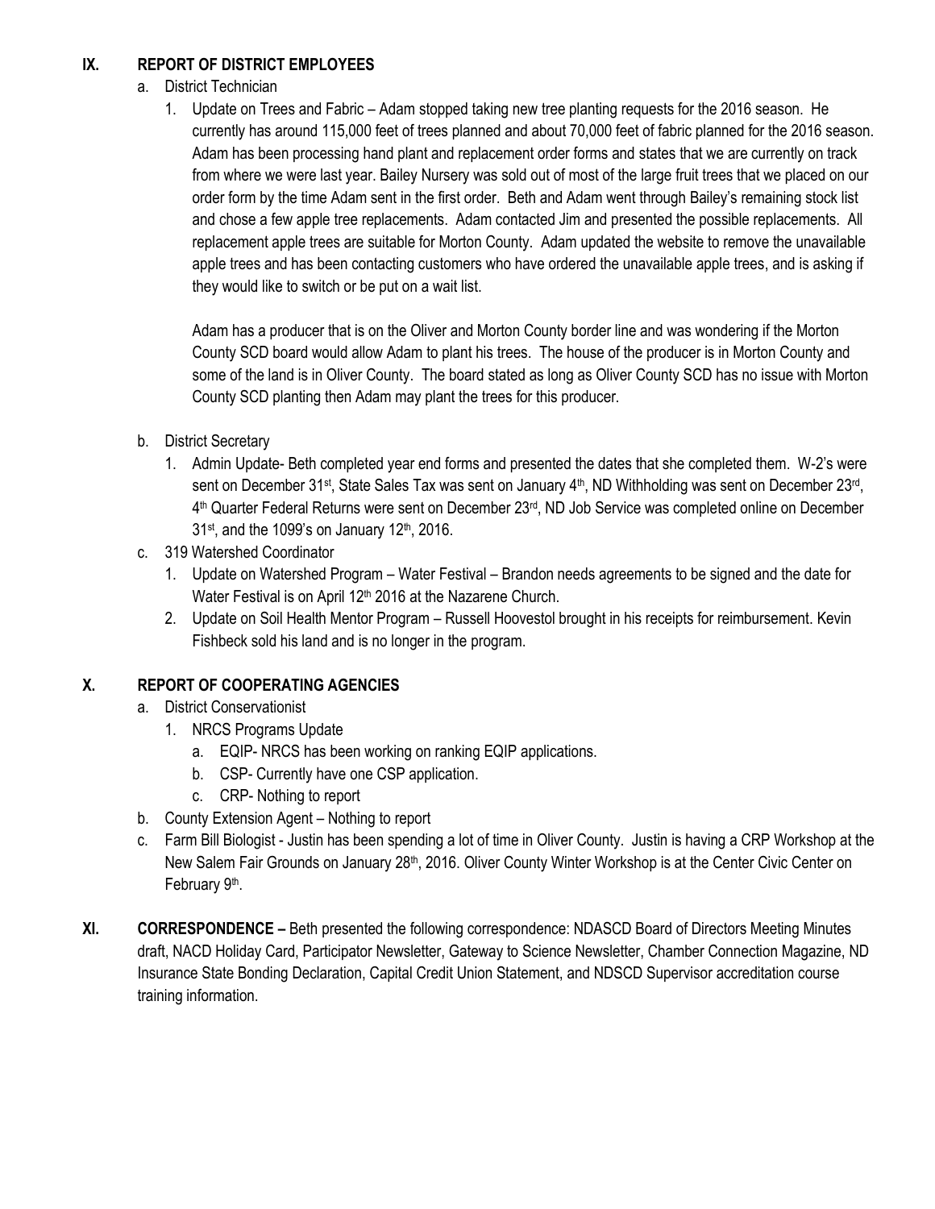## IX. REPORT OF DISTRICT EMPLOYEES

a. District Technician

1. Update on Trees and Fabric – Adam stopped taking new tree planting requests for the 2016 season. He currently has around 115,000 feet of trees planned and about 70,000 feet of fabric planned for the 2016 season. Adam has been processing hand plant and replacement order forms and states that we are currently on track from where we were last year. Bailey Nursery was sold out of most of the large fruit trees that we placed on our order form by the time Adam sent in the first order. Beth and Adam went through Bailey's remaining stock list and chose a few apple tree replacements. Adam contacted Jim and presented the possible replacements. All replacement apple trees are suitable for Morton County. Adam updated the website to remove the unavailable apple trees and has been contacting customers who have ordered the unavailable apple trees, and is asking if they would like to switch or be put on a wait list.

   Adam has a producer that is on the Oliver and Morton County border line and was wondering if the Morton County SCD board would allow Adam to plant his trees. The house of the producer is in Morton County and some of the land is in Oliver County. The board stated as long as Oliver County SCD has no issue with Morton County SCD planting then Adam may plant the trees for this producer.

b. District Secretary

1. Admin Update- Beth completed year end forms and presented the dates that she completed them. W-2's were sent on December 31st, State Sales Tax was sent on January 4th, ND Withholding was sent on December 23rd, 4th Quarter Federal Returns were sent on December 23rd, ND Job Service was completed online on December 31st, and the 1099's on January 12th, 2016.

c. 319 Watershed Coordinator

1. Update on Watershed Program – Water Festival – Brandon needs agreements to be signed and the date for Water Festival is on April 12th 2016 at the Nazarene Church.
2. Update on Soil Health Mentor Program – Russell Hoovestol brought in his receipts for reimbursement. Kevin Fishbeck sold his land and is no longer in the program.

## X. REPORT OF COOPERATING AGENCIES

a. District Conservationist

1. NRCS Programs Update
   a. EQIP- NRCS has been working on ranking EQIP applications.
   b. CSP- Currently have one CSP application.
   c. CRP- Nothing to report

b. County Extension Agent – Nothing to report

c. Farm Bill Biologist - Justin has been spending a lot of time in Oliver County. Justin is having a CRP Workshop at the New Salem Fair Grounds on January 28th, 2016. Oliver County Winter Workshop is at the Center Civic Center on February 9th.

## XI. CORRESPONDENCE – Beth presented the following correspondence: NDASCD Board of Directors Meeting Minutes draft, NACD Holiday Card, Participator Newsletter, Gateway to Science Newsletter, Chamber Connection Magazine, ND Insurance State Bonding Declaration, Capital Credit Union Statement, and NDSCD Supervisor accreditation course training information.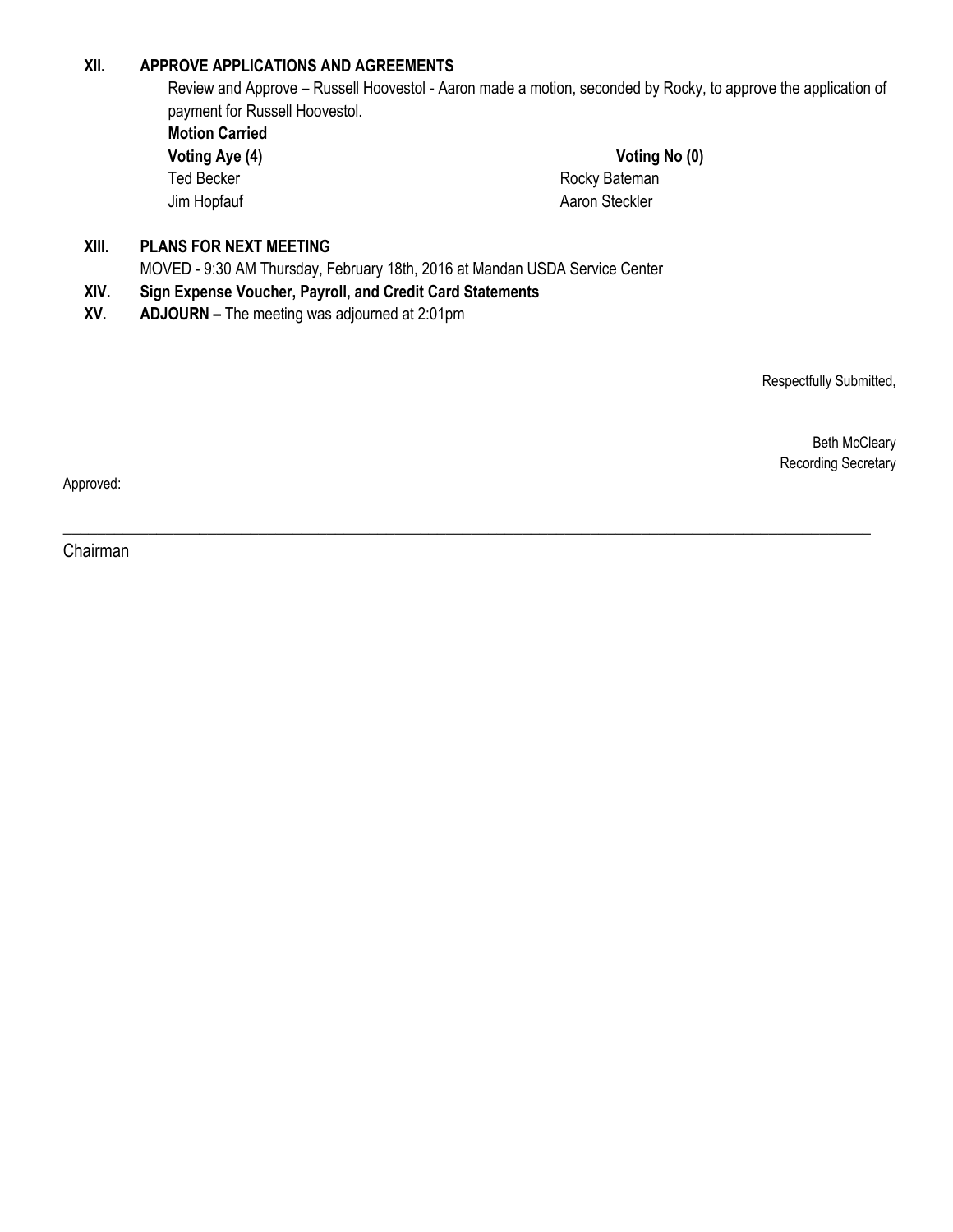**XII. APPROVE APPLICATIONS AND AGREEMENTS**

Review and Approve – Russell Hoovestol - Aaron made a motion, seconded by Rocky, to approve the application of payment for Russell Hoovestol.

**Motion Carried**

| **Voting Aye (4)** | **Voting No (0)** |
|---|---|
| Ted Becker | Rocky Bateman |
| Jim Hopfauf | Aaron Steckler |

**XIII. PLANS FOR NEXT MEETING**

MOVED - 9:30 AM Thursday, February 18th, 2016 at Mandan USDA Service Center

**XIV. Sign Expense Voucher, Payroll, and Credit Card Statements**

**XV. ADJOURN –** The meeting was adjourned at 2:01pm

Respectfully Submitted,

Beth McCleary
Recording Secretary

Approved:

\_\_\_\_\_\_\_\_\_\_\_\_\_\_\_\_\_\_\_\_\_\_\_\_\_\_\_\_\_\_\_\_\_\_\_\_\_\_\_\_

Chairman